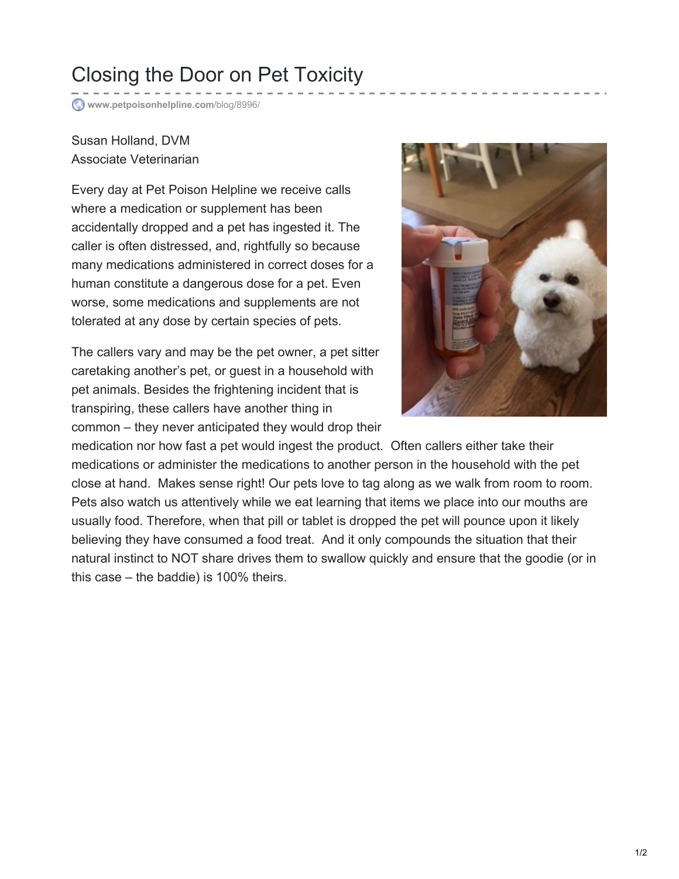# Closing the Door on Pet Toxicity

www.petpoisonhelpline.com/blog/8996/

Susan Holland, DVM
Associate Veterinarian

Every day at Pet Poison Helpline we receive calls where a medication or supplement has been accidentally dropped and a pet has ingested it. The caller is often distressed, and, rightfully so because many medications administered in correct doses for a human constitute a dangerous dose for a pet. Even worse, some medications and supplements are not tolerated at any dose by certain species of pets.

The callers vary and may be the pet owner, a pet sitter caretaking another's pet, or guest in a household with pet animals. Besides the frightening incident that is transpiring, these callers have another thing in common – they never anticipated they would drop their medication nor how fast a pet would ingest the product. Often callers either take their medications or administer the medications to another person in the household with the pet close at hand. Makes sense right! Our pets love to tag along as we walk from room to room. Pets also watch us attentively while we eat learning that items we place into our mouths are usually food. Therefore, when that pill or tablet is dropped the pet will pounce upon it likely believing they have consumed a food treat. And it only compounds the situation that their natural instinct to NOT share drives them to swallow quickly and ensure that the goodie (or in this case – the baddie) is 100% theirs.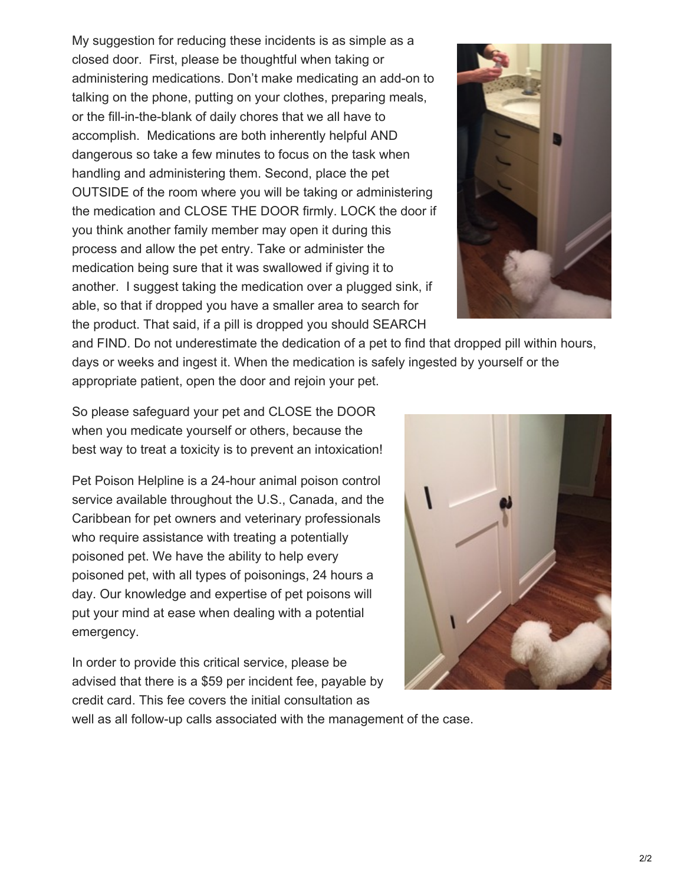My suggestion for reducing these incidents is as simple as a closed door. First, please be thoughtful when taking or administering medications. Don't make medicating an add-on to talking on the phone, putting on your clothes, preparing meals, or the fill-in-the-blank of daily chores that we all have to accomplish. Medications are both inherently helpful AND dangerous so take a few minutes to focus on the task when handling and administering them. Second, place the pet OUTSIDE of the room where you will be taking or administering the medication and CLOSE THE DOOR firmly. LOCK the door if you think another family member may open it during this process and allow the pet entry. Take or administer the medication being sure that it was swallowed if giving it to another. I suggest taking the medication over a plugged sink, if able, so that if dropped you have a smaller area to search for the product. That said, if a pill is dropped you should SEARCH and FIND. Do not underestimate the dedication of a pet to find that dropped pill within hours, days or weeks and ingest it. When the medication is safely ingested by yourself or the appropriate patient, open the door and rejoin your pet.

So please safeguard your pet and CLOSE the DOOR when you medicate yourself or others, because the best way to treat a toxicity is to prevent an intoxication!

Pet Poison Helpline is a 24-hour animal poison control service available throughout the U.S., Canada, and the Caribbean for pet owners and veterinary professionals who require assistance with treating a potentially poisoned pet. We have the ability to help every poisoned pet, with all types of poisonings, 24 hours a day. Our knowledge and expertise of pet poisons will put your mind at ease when dealing with a potential emergency.

In order to provide this critical service, please be advised that there is a $59 per incident fee, payable by credit card. This fee covers the initial consultation as well as all follow-up calls associated with the management of the case.